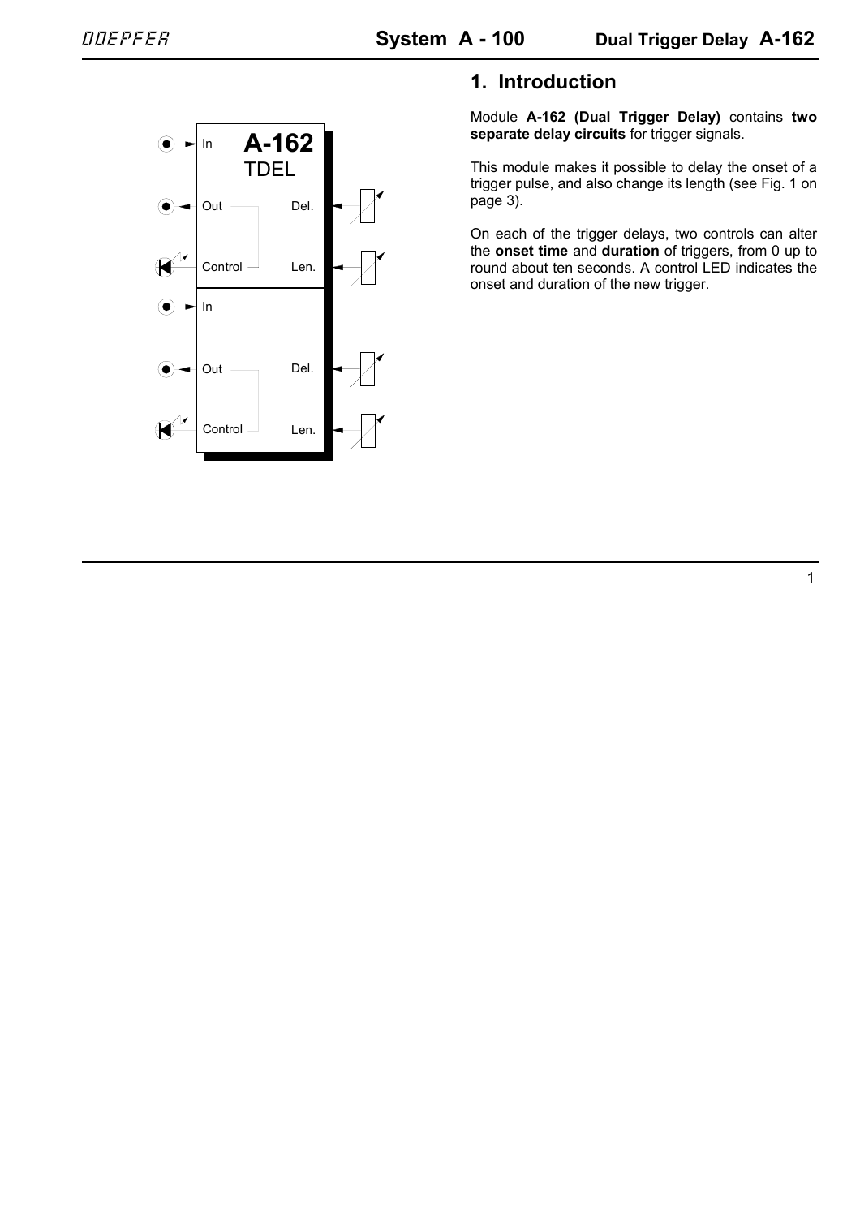## 1. Introduction

Module **A-162 (Dual Trigger Delay)** contains **two separate delay circuits** for trigger signals.

This module makes it possible to delay the onset of a trigger pulse, and also change its length (see Fig. 1 on page 3).

On each of the trigger delays, two controls can alter the **onset time** and **duration** of triggers, from 0 up to round about ten seconds. A control LED indicates the onset and duration of the new trigger.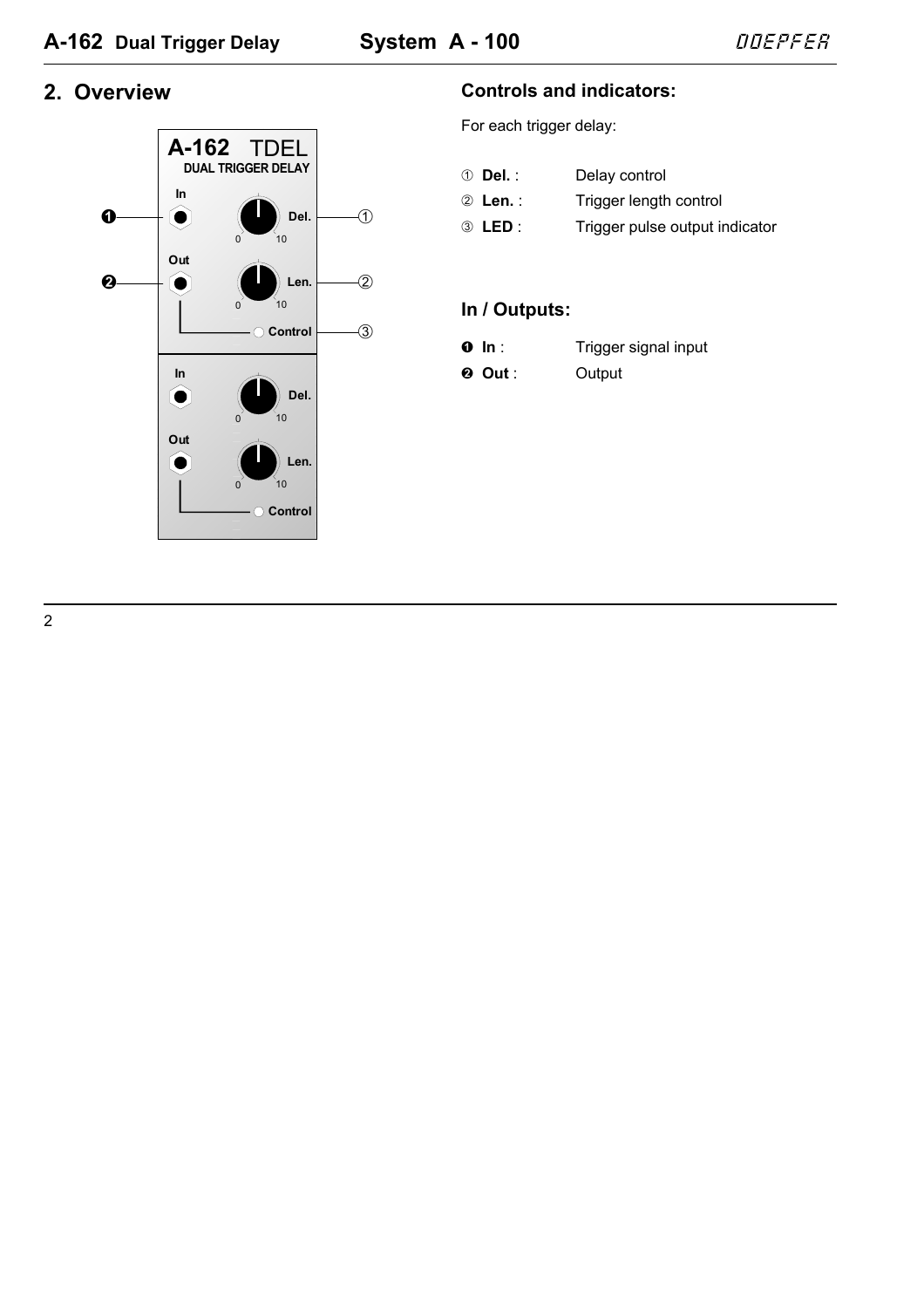## 2. Overview

### Controls and indicators:

For each trigger delay:

① **Del.** : Delay control

② **Len.** : Trigger length control

③ **LED** : Trigger pulse output indicator

### In / Outputs:

❶ **In** : Trigger signal input

❷ **Out** : Output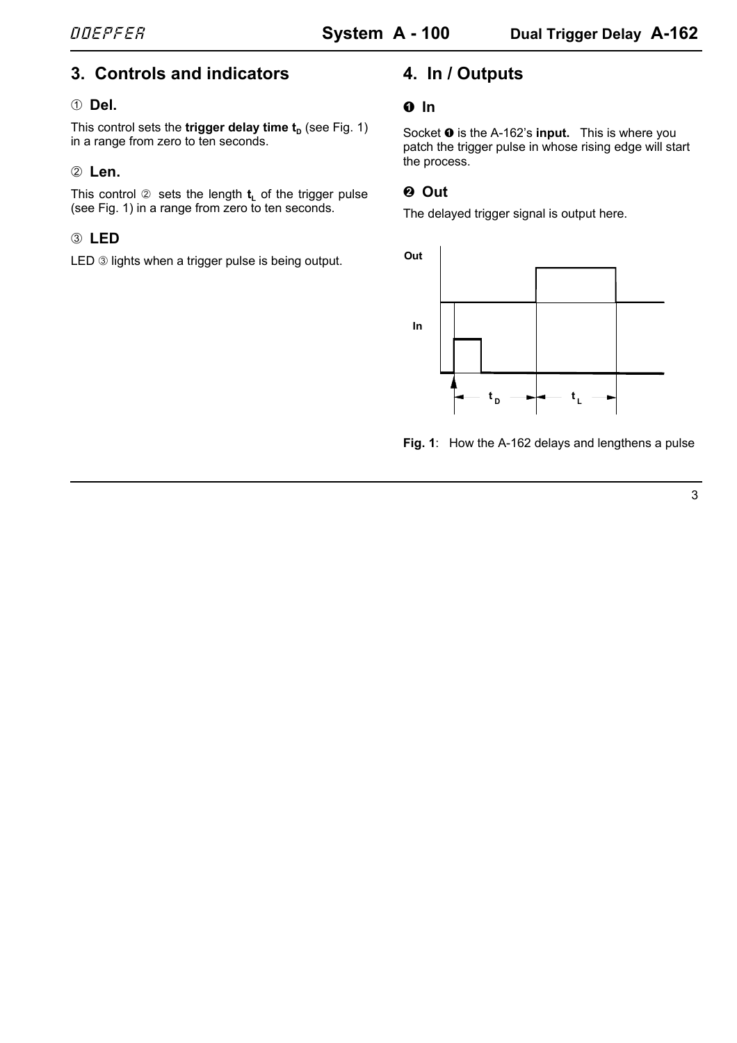## 3. Controls and indicators

### ① Del.

This control sets the **trigger delay time $t_D$** (see Fig. 1) in a range from zero to ten seconds.

### ② Len.

This control ② sets the length $t_L$ of the trigger pulse (see Fig. 1) in a range from zero to ten seconds.

### ③ LED

LED ③ lights when a trigger pulse is being output.

## 4. In / Outputs

### ❶ In

Socket ❶ is the A-162's **input.** This is where you patch the trigger pulse in whose rising edge will start the process.

### ❷ Out

The delayed trigger signal is output here.

**Fig. 1**: How the A-162 delays and lengthens a pulse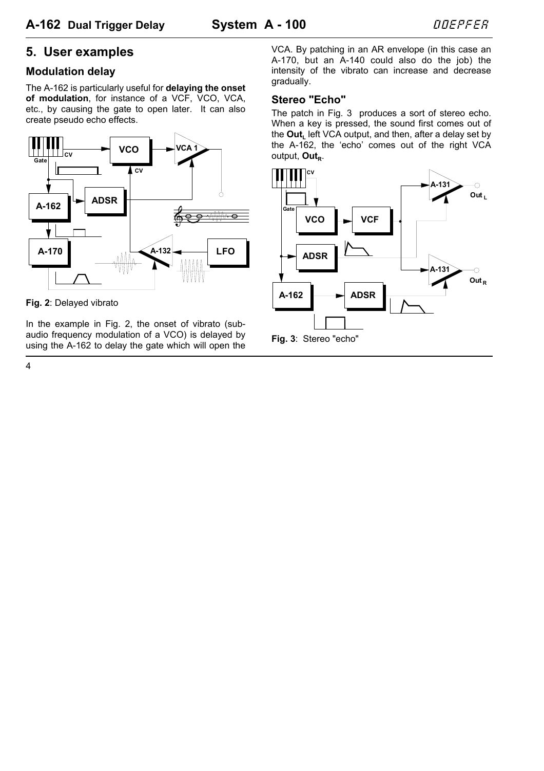## 5. User examples

### Modulation delay

The A-162 is particularly useful for **delaying the onset of modulation**, for instance of a VCF, VCO, VCA, etc., by causing the gate to open later. It can also create pseudo echo effects.

**Fig. 2**: Delayed vibrato

In the example in Fig. 2, the onset of vibrato (sub-audio frequency modulation of a VCO) is delayed by using the A-162 to delay the gate which will open the VCA. By patching in an AR envelope (in this case an A-170, but an A-140 could also do the job) the intensity of the vibrato can increase and decrease gradually.

### Stereo "Echo"

The patch in Fig. 3 produces a sort of stereo echo. When a key is pressed, the sound first comes out of the **Out**$_L$ left VCA output, and then, after a delay set by the A-162, the 'echo' comes out of the right VCA output, **Out**$_R$.

**Fig. 3**: Stereo "echo"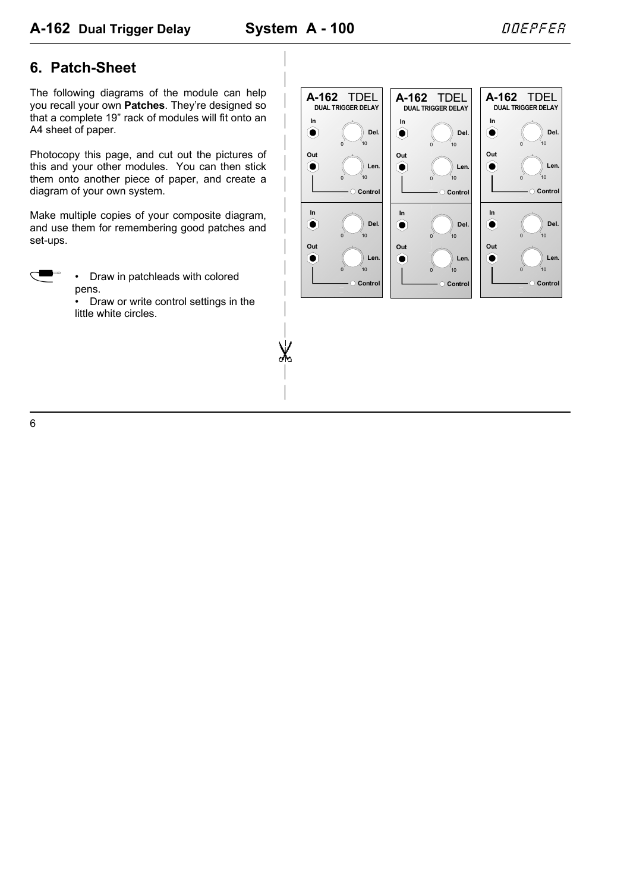## 6. Patch-Sheet

The following diagrams of the module can help you recall your own **Patches**. They're designed so that a complete 19" rack of modules will fit onto an A4 sheet of paper.

Photocopy this page, and cut out the pictures of this and your other modules. You can then stick them onto another piece of paper, and create a diagram of your own system.

Make multiple copies of your composite diagram, and use them for remembering good patches and set-ups.

- Draw in patchleads with colored pens.
- Draw or write control settings in the little white circles.

A-162 TDEL
DUAL TRIGGER DELAY
In
Del.
0 10
Out
Len.
0 10
Control
In
Del.
0 10
Out
Len.
0 10
Control

A-162 TDEL
DUAL TRIGGER DELAY
In
Del.
0 10
Out
Len.
0 10
Control
In
Del.
0 10
Out
Len.
0 10
Control

A-162 TDEL
DUAL TRIGGER DELAY
In
Del.
0 10
Out
Len.
0 10
Control
In
Del.
0 10
Out
Len.
0 10
Control